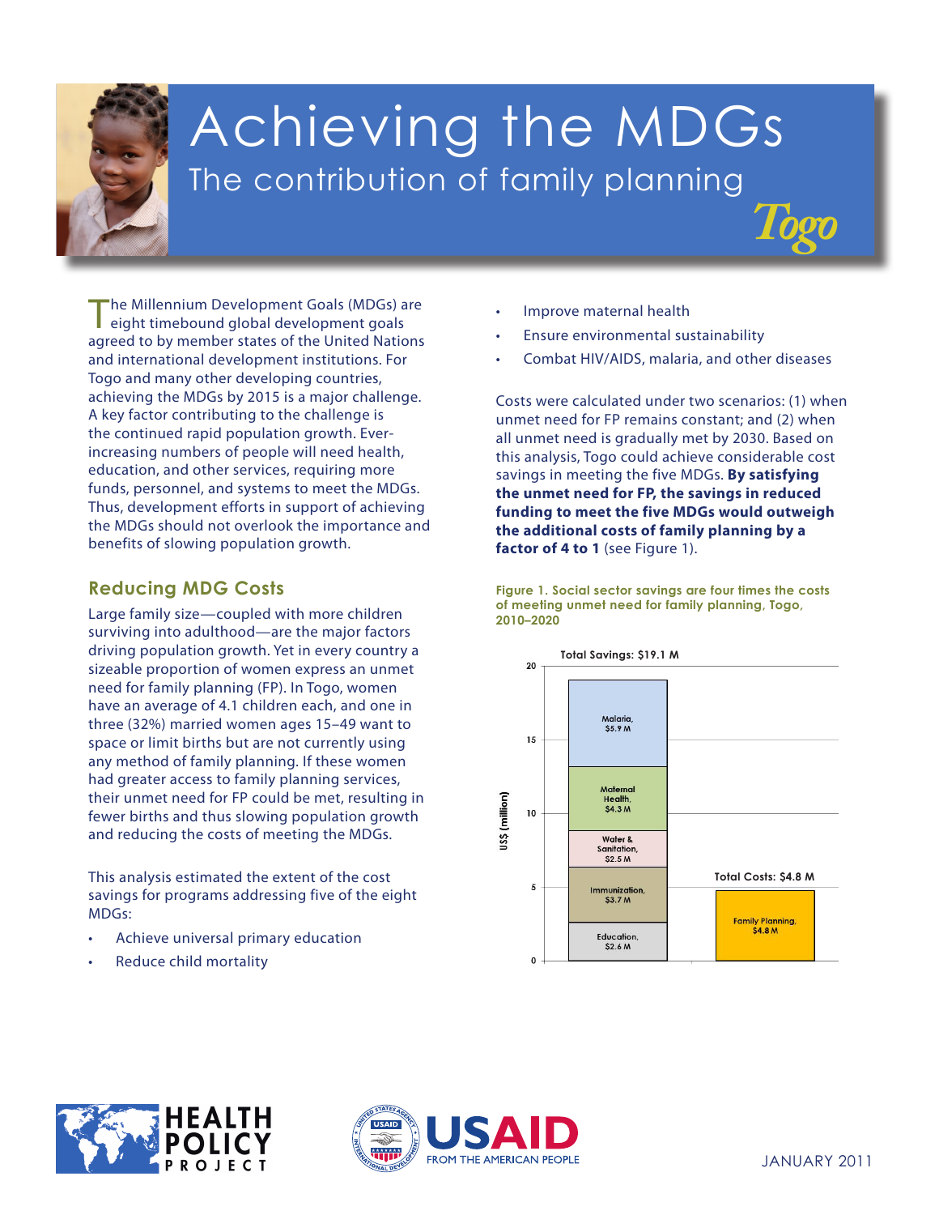# Achieving the MDGs

## The contribution of family planning

### Togo

The Millennium Development Goals (MDGs) are eight timebound global development goals agreed to by member states of the United Nations and international development institutions. For Togo and many other developing countries, achieving the MDGs by 2015 is a major challenge. A key factor contributing to the challenge is the continued rapid population growth. Ever-increasing numbers of people will need health, education, and other services, requiring more funds, personnel, and systems to meet the MDGs. Thus, development efforts in support of achieving the MDGs should not overlook the importance and benefits of slowing population growth.

## Reducing MDG Costs

Large family size—coupled with more children surviving into adulthood—are the major factors driving population growth. Yet in every country a sizeable proportion of women express an unmet need for family planning (FP). In Togo, women have an average of 4.1 children each, and one in three (32%) married women ages 15–49 want to space or limit births but are not currently using any method of family planning. If these women had greater access to family planning services, their unmet need for FP could be met, resulting in fewer births and thus slowing population growth and reducing the costs of meeting the MDGs.

This analysis estimated the extent of the cost savings for programs addressing five of the eight MDGs:

- Achieve universal primary education
- Reduce child mortality
- Improve maternal health
- Ensure environmental sustainability
- Combat HIV/AIDS, malaria, and other diseases

Costs were calculated under two scenarios: (1) when unmet need for FP remains constant; and (2) when all unmet need is gradually met by 2030. Based on this analysis, Togo could achieve considerable cost savings in meeting the five MDGs. **By satisfying the unmet need for FP, the savings in reduced funding to meet the five MDGs would outweigh the additional costs of family planning by a factor of 4 to 1** (see Figure 1).

**Figure 1. Social sector savings are four times the costs of meeting unmet need for family planning, Togo, 2010–2020**

| | Total Savings: $19.1 M | Total Costs: $4.8 M |
|---|---|---|
| Malaria | $5.9 M | |
| Maternal Health | $4.3 M | |
| Water & Sanitation | $2.5 M | |
| Immunization | $3.7 M | |
| Education | $2.6 M | |
| Family Planning | | $4.8 M |

US$ (million)

HEALTH POLICY PROJECT

USAID FROM THE AMERICAN PEOPLE

JANUARY 2011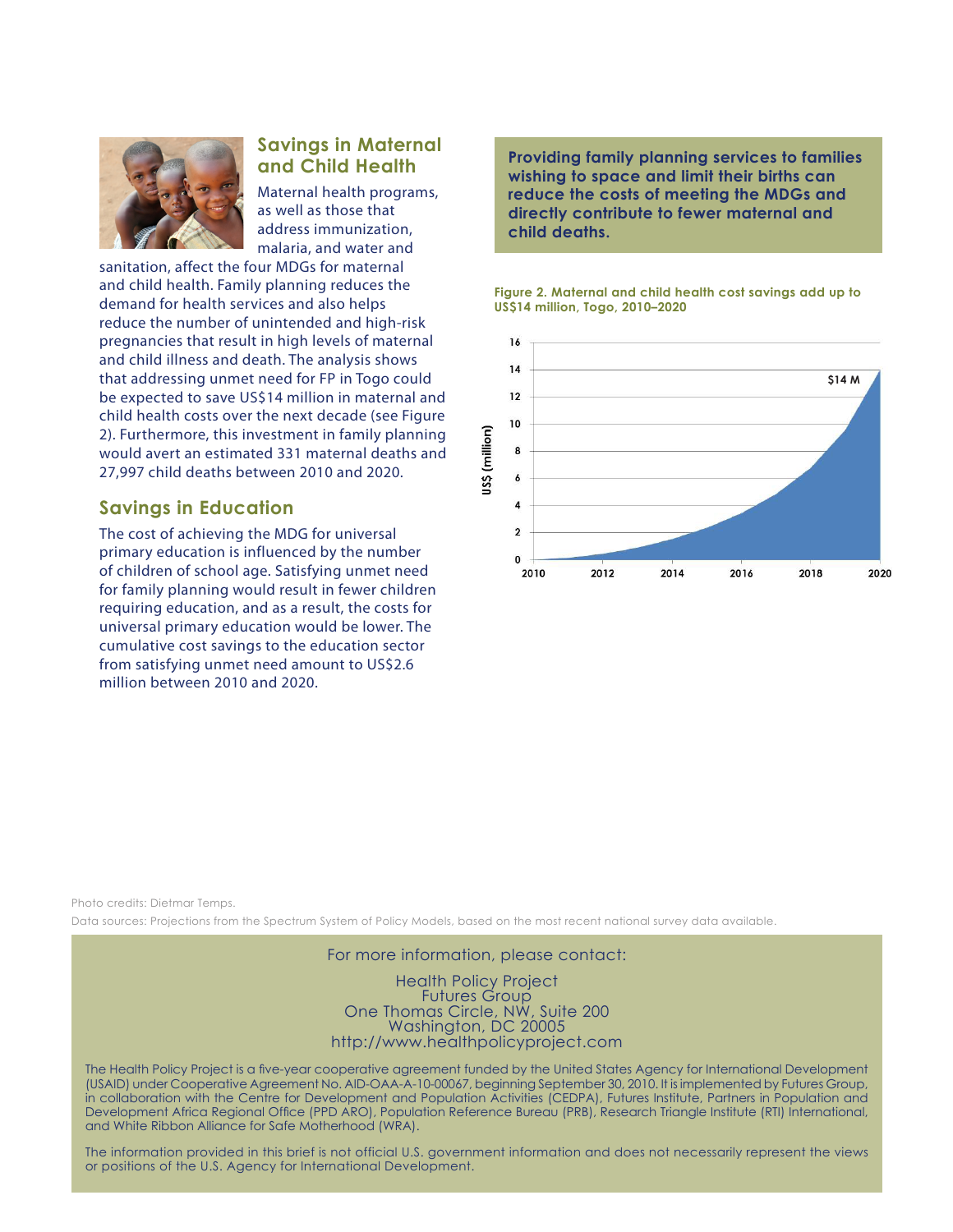## Savings in Maternal and Child Health

Maternal health programs, as well as those that address immunization, malaria, and water and sanitation, affect the four MDGs for maternal and child health. Family planning reduces the demand for health services and also helps reduce the number of unintended and high-risk pregnancies that result in high levels of maternal and child illness and death. The analysis shows that addressing unmet need for FP in Togo could be expected to save US$14 million in maternal and child health costs over the next decade (see Figure 2). Furthermore, this investment in family planning would avert an estimated 331 maternal deaths and 27,997 child deaths between 2010 and 2020.

## Savings in Education

The cost of achieving the MDG for universal primary education is influenced by the number of children of school age. Satisfying unmet need for family planning would result in fewer children requiring education, and as a result, the costs for universal primary education would be lower. The cumulative cost savings to the education sector from satisfying unmet need amount to US$2.6 million between 2010 and 2020.

**Providing family planning services to families wishing to space and limit their births can reduce the costs of meeting the MDGs and directly contribute to fewer maternal and child deaths.**

**Figure 2. Maternal and child health cost savings add up to US$14 million, Togo, 2010–2020**

US$ (million)

0
2
4
6
8
10
12
14
16

2010
2012
2014
2016
2018
2020

$14 M

Photo credits: Dietmar Temps.

Data sources: Projections from the Spectrum System of Policy Models, based on the most recent national survey data available.

For more information, please contact:

Health Policy Project
Futures Group
One Thomas Circle, NW, Suite 200
Washington, DC 20005
http://www.healthpolicyproject.com

The Health Policy Project is a five-year cooperative agreement funded by the United States Agency for International Development (USAID) under Cooperative Agreement No. AID-OAA-A-10-00067, beginning September 30, 2010. It is implemented by Futures Group, in collaboration with the Centre for Development and Population Activities (CEDPA), Futures Institute, Partners in Population and Development Africa Regional Office (PPD ARO), Population Reference Bureau (PRB), Research Triangle Institute (RTI) International, and White Ribbon Alliance for Safe Motherhood (WRA).

The information provided in this brief is not official U.S. government information and does not necessarily represent the views or positions of the U.S. Agency for International Development.